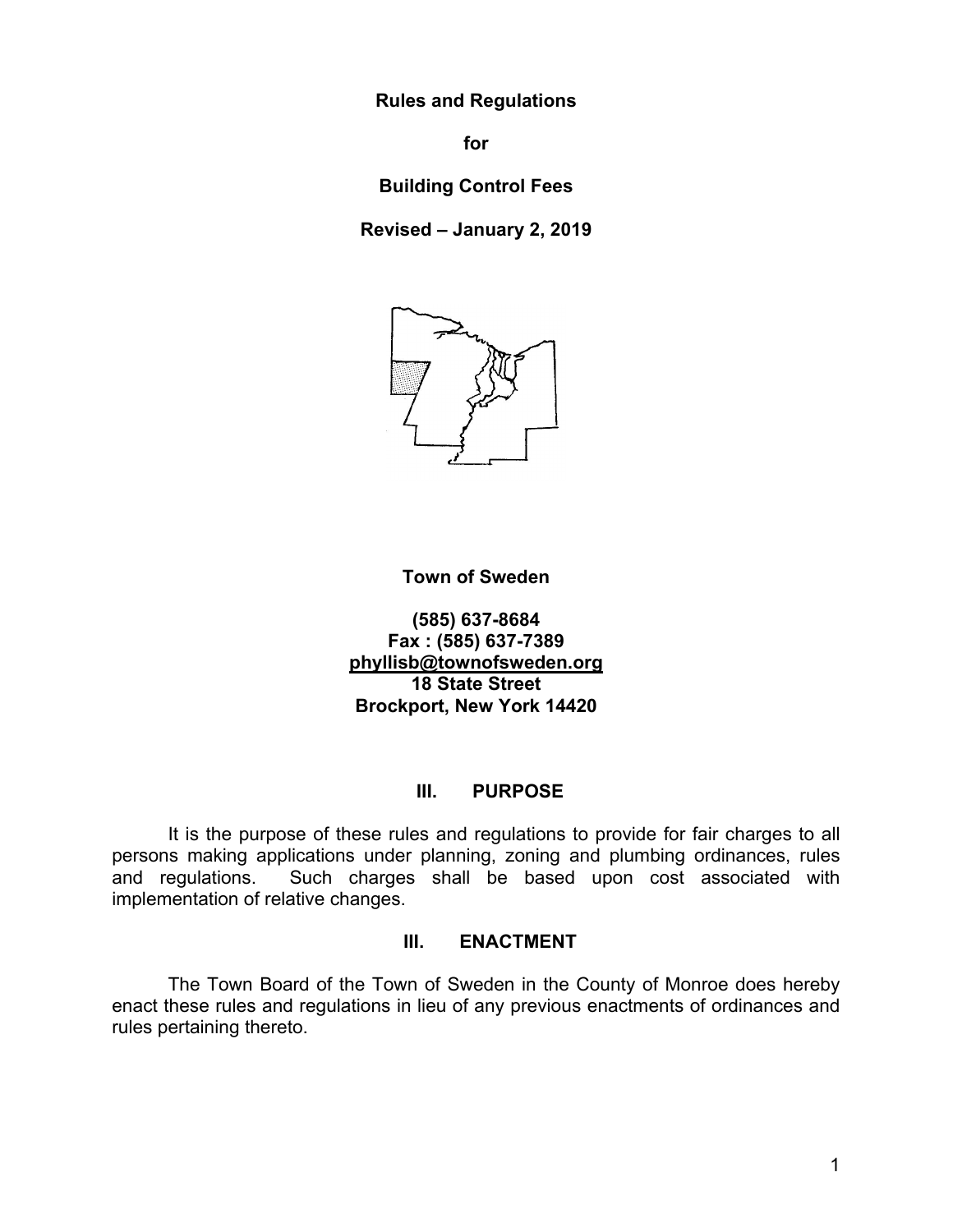# Rules and Regulations

# for

# Building Control Fees

# Revised – January 2, 2019

**Town of Sweden**

**(585) 637-8684**
**Fax : (585) 637-7389**
**phyllisb@townofsweden.org**
**18 State Street**
**Brockport, New York 14420**

## III. PURPOSE

It is the purpose of these rules and regulations to provide for fair charges to all persons making applications under planning, zoning and plumbing ordinances, rules and regulations. Such charges shall be based upon cost associated with implementation of relative changes.

## III. ENACTMENT

The Town Board of the Town of Sweden in the County of Monroe does hereby enact these rules and regulations in lieu of any previous enactments of ordinances and rules pertaining thereto.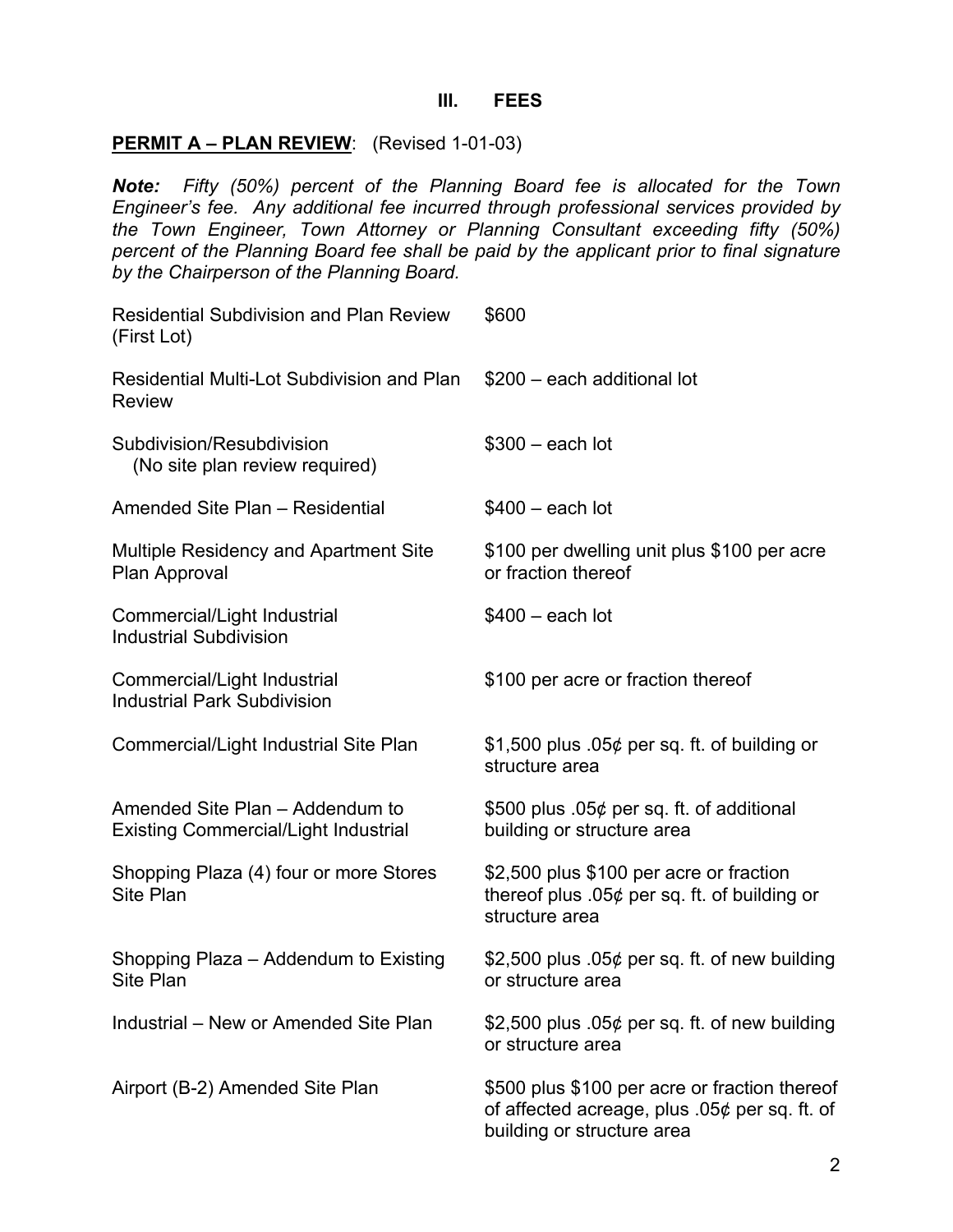## III. FEES

**PERMIT A – PLAN REVIEW**: (Revised 1-01-03)

***Note:*** *Fifty (50%) percent of the Planning Board fee is allocated for the Town Engineer's fee. Any additional fee incurred through professional services provided by the Town Engineer, Town Attorney or Planning Consultant exceeding fifty (50%) percent of the Planning Board fee shall be paid by the applicant prior to final signature by the Chairperson of the Planning Board.*

| | |
|---|---|
| Residential Subdivision and Plan Review (First Lot) | \$600 |
| Residential Multi-Lot Subdivision and Plan Review | \$200 – each additional lot |
| Subdivision/Resubdivision (No site plan review required) | \$300 – each lot |
| Amended Site Plan – Residential | \$400 – each lot |
| Multiple Residency and Apartment Site Plan Approval | \$100 per dwelling unit plus \$100 per acre or fraction thereof |
| Commercial/Light Industrial Industrial Subdivision | \$400 – each lot |
| Commercial/Light Industrial Industrial Park Subdivision | \$100 per acre or fraction thereof |
| Commercial/Light Industrial Site Plan | \$1,500 plus .05¢ per sq. ft. of building or structure area |
| Amended Site Plan – Addendum to Existing Commercial/Light Industrial | \$500 plus .05¢ per sq. ft. of additional building or structure area |
| Shopping Plaza (4) four or more Stores Site Plan | \$2,500 plus \$100 per acre or fraction thereof plus .05¢ per sq. ft. of building or structure area |
| Shopping Plaza – Addendum to Existing Site Plan | \$2,500 plus .05¢ per sq. ft. of new building or structure area |
| Industrial – New or Amended Site Plan | \$2,500 plus .05¢ per sq. ft. of new building or structure area |
| Airport (B-2) Amended Site Plan | \$500 plus \$100 per acre or fraction thereof of affected acreage, plus .05¢ per sq. ft. of building or structure area |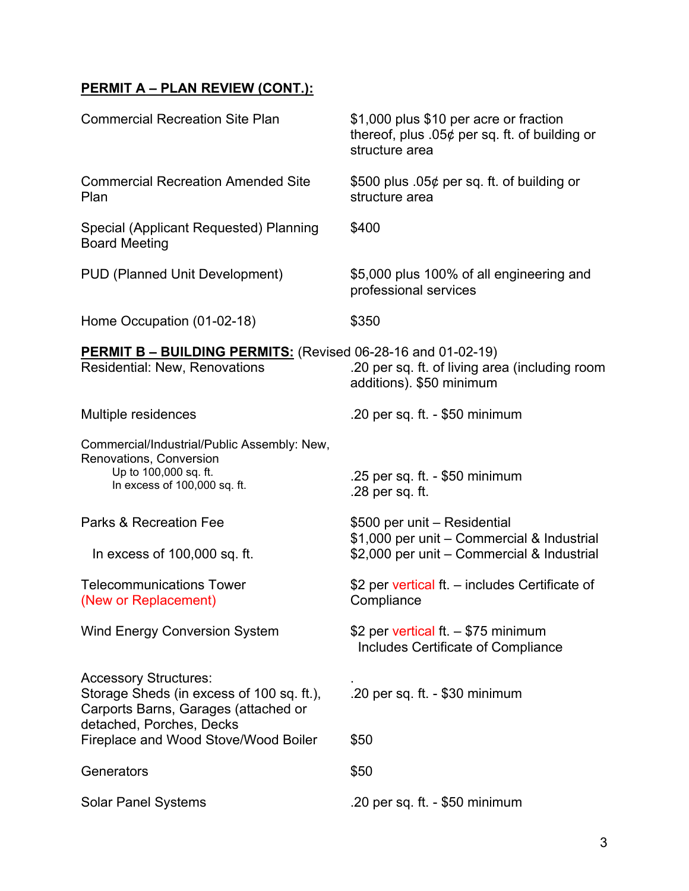**PERMIT A – PLAN REVIEW (CONT.):**

| | |
|---|---|
| Commercial Recreation Site Plan | $1,000 plus $10 per acre or fraction thereof, plus .05¢ per sq. ft. of building or structure area |
| Commercial Recreation Amended Site Plan | $500 plus .05¢ per sq. ft. of building or structure area |
| Special (Applicant Requested) Planning Board Meeting | $400 |
| PUD (Planned Unit Development) | $5,000 plus 100% of all engineering and professional services |
| Home Occupation (01-02-18) | $350 |

**PERMIT B – BUILDING PERMITS:** (Revised 06-28-16 and 01-02-19)

| | |
|---|---|
| Residential: New, Renovations | .20 per sq. ft. of living area (including room additions). $50 minimum |
| Multiple residences | .20 per sq. ft. - $50 minimum |
| Commercial/Industrial/Public Assembly: New, Renovations, Conversion | |
| Up to 100,000 sq. ft. | .25 per sq. ft. - $50 minimum |
| In excess of 100,000 sq. ft. | .28 per sq. ft. |
| Parks & Recreation Fee | $500 per unit – Residential<br>$1,000 per unit – Commercial & Industrial |
| In excess of 100,000 sq. ft. | $2,000 per unit – Commercial & Industrial |
| Telecommunications Tower (New or Replacement) | $2 per vertical ft. – includes Certificate of Compliance |
| Wind Energy Conversion System | $2 per vertical ft. – $75 minimum Includes Certificate of Compliance |
| Accessory Structures: Storage Sheds (in excess of 100 sq. ft.), Carports Barns, Garages (attached or detached, Porches, Decks | .20 per sq. ft. - $30 minimum |
| Fireplace and Wood Stove/Wood Boiler | $50 |
| Generators | $50 |
| Solar Panel Systems | .20 per sq. ft. - $50 minimum |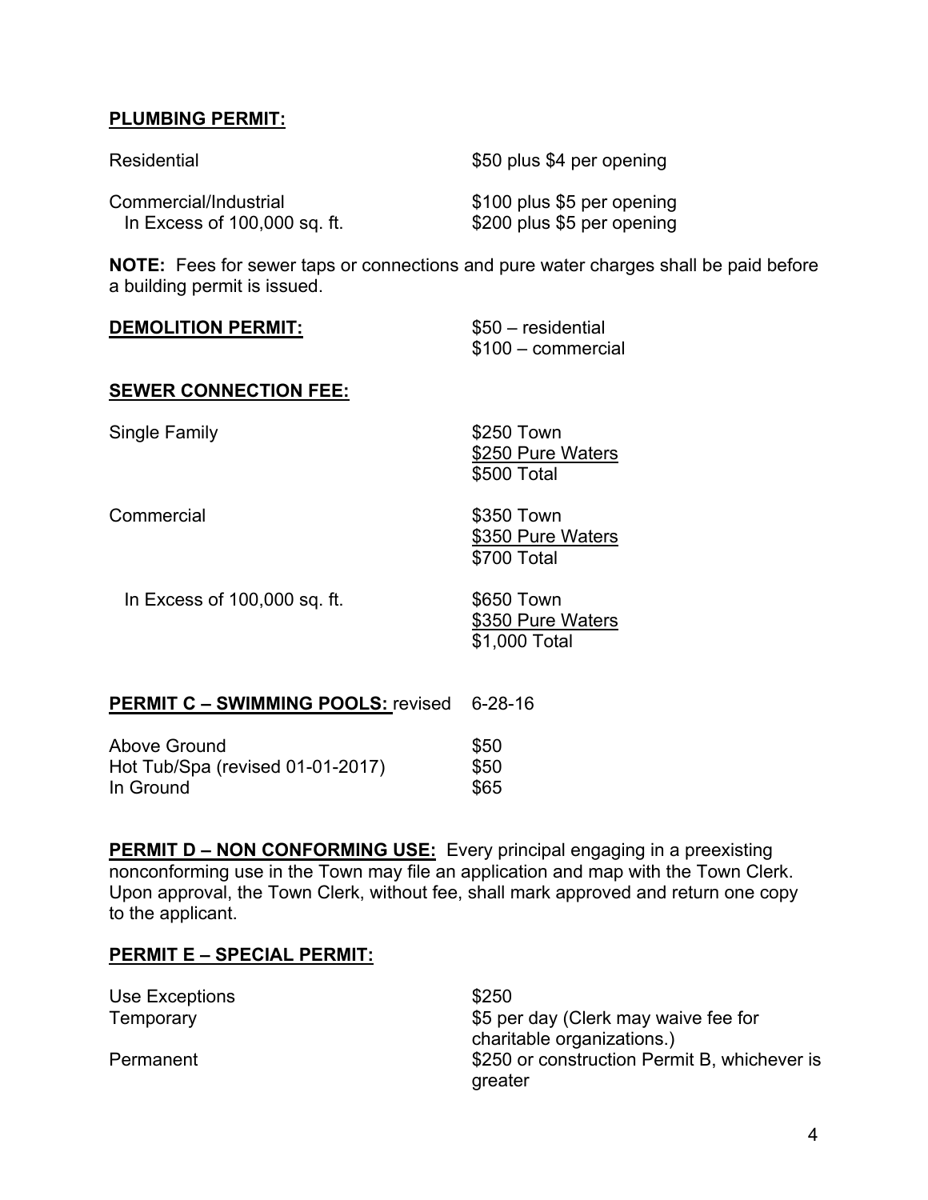**PLUMBING PERMIT:**

| | |
|---|---|
| Residential | $50 plus $4 per opening |
| Commercial/Industrial | $100 plus $5 per opening |
| In Excess of 100,000 sq. ft. | $200 plus $5 per opening |

**NOTE:** Fees for sewer taps or connections and pure water charges shall be paid before a building permit is issued.

**DEMOLITION PERMIT:** $50 – residential
$100 – commercial

**SEWER CONNECTION FEE:**

| | |
|---|---|
| Single Family | $250 Town<br>$250 Pure Waters<br>$500 Total |
| Commercial | $350 Town<br>$350 Pure Waters<br>$700 Total |
| In Excess of 100,000 sq. ft. | $650 Town<br>$350 Pure Waters<br>$1,000 Total |

**PERMIT C – SWIMMING POOLS:** revised 6-28-16

| | |
|---|---|
| Above Ground | $50 |
| Hot Tub/Spa (revised 01-01-2017) | $50 |
| In Ground | $65 |

**PERMIT D – NON CONFORMING USE:** Every principal engaging in a preexisting nonconforming use in the Town may file an application and map with the Town Clerk. Upon approval, the Town Clerk, without fee, shall mark approved and return one copy to the applicant.

**PERMIT E – SPECIAL PERMIT:**

| | |
|---|---|
| Use Exceptions | $250 |
| Temporary | $5 per day (Clerk may waive fee for charitable organizations.) |
| Permanent | $250 or construction Permit B, whichever is greater |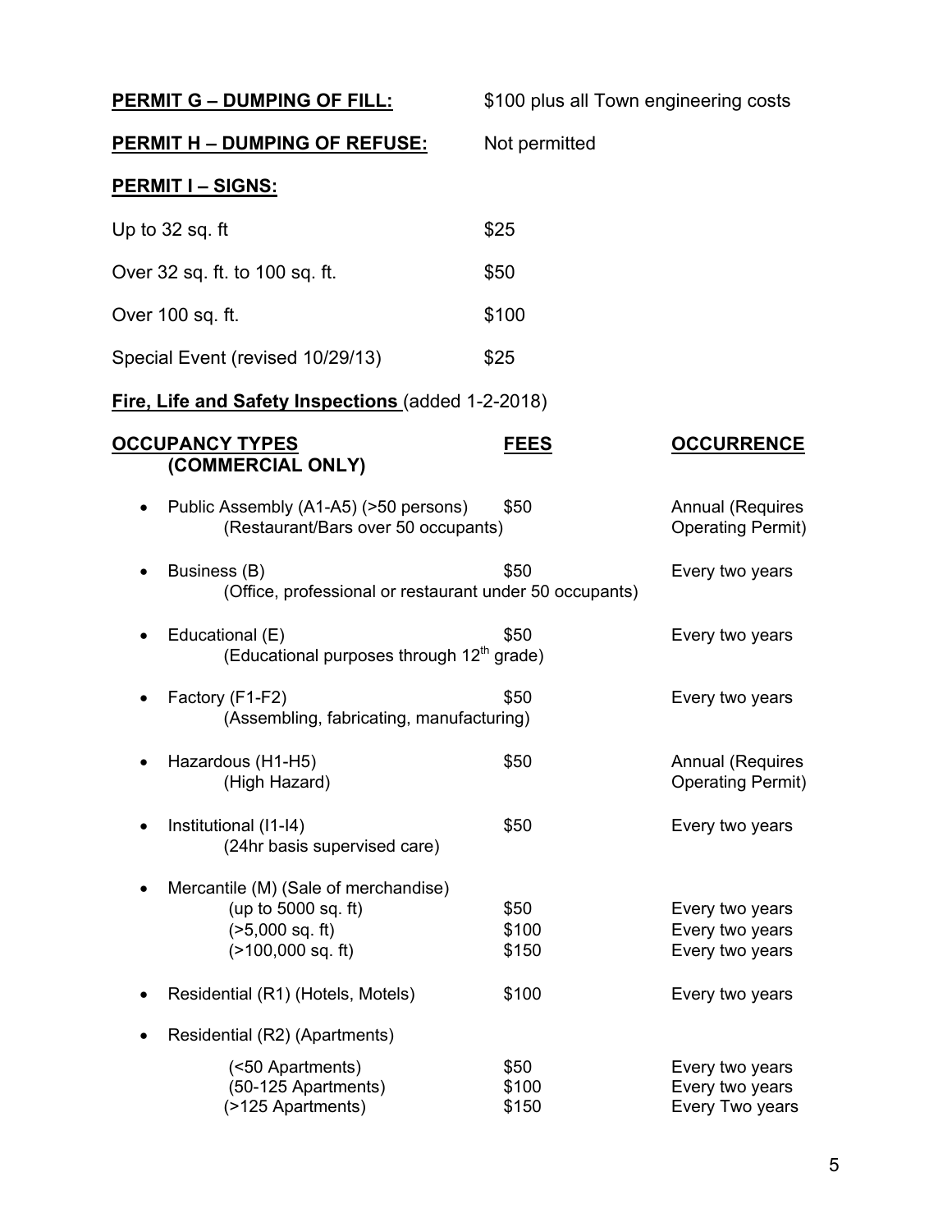**PERMIT G – DUMPING OF FILL:** $100 plus all Town engineering costs

**PERMIT H – DUMPING OF REFUSE:** Not permitted

**PERMIT I – SIGNS:**

| | |
|---|---|
| Up to 32 sq. ft | $25 |
| Over 32 sq. ft. to 100 sq. ft. | $50 |
| Over 100 sq. ft. | $100 |
| Special Event (revised 10/29/13) | $25 |

**Fire, Life and Safety Inspections** (added 1-2-2018)

| OCCUPANCY TYPES (COMMERCIAL ONLY) | FEES | OCCURRENCE |
|---|---|---|
| • Public Assembly (A1-A5) (>50 persons) (Restaurant/Bars over 50 occupants) | $50 | Annual (Requires Operating Permit) |
| • Business (B) (Office, professional or restaurant under 50 occupants) | $50 | Every two years |
| • Educational (E) (Educational purposes through 12th grade) | $50 | Every two years |
| • Factory (F1-F2) (Assembling, fabricating, manufacturing) | $50 | Every two years |
| • Hazardous (H1-H5) (High Hazard) | $50 | Annual (Requires Operating Permit) |
| • Institutional (I1-I4) (24hr basis supervised care) | $50 | Every two years |
| • Mercantile (M) (Sale of merchandise) | | |
| (up to 5000 sq. ft) | $50 | Every two years |
| (>5,000 sq. ft) | $100 | Every two years |
| (>100,000 sq. ft) | $150 | Every two years |
| • Residential (R1) (Hotels, Motels) | $100 | Every two years |
| • Residential (R2) (Apartments) | | |
| (<50 Apartments) | $50 | Every two years |
| (50-125 Apartments) | $100 | Every two years |
| (>125 Apartments) | $150 | Every Two years |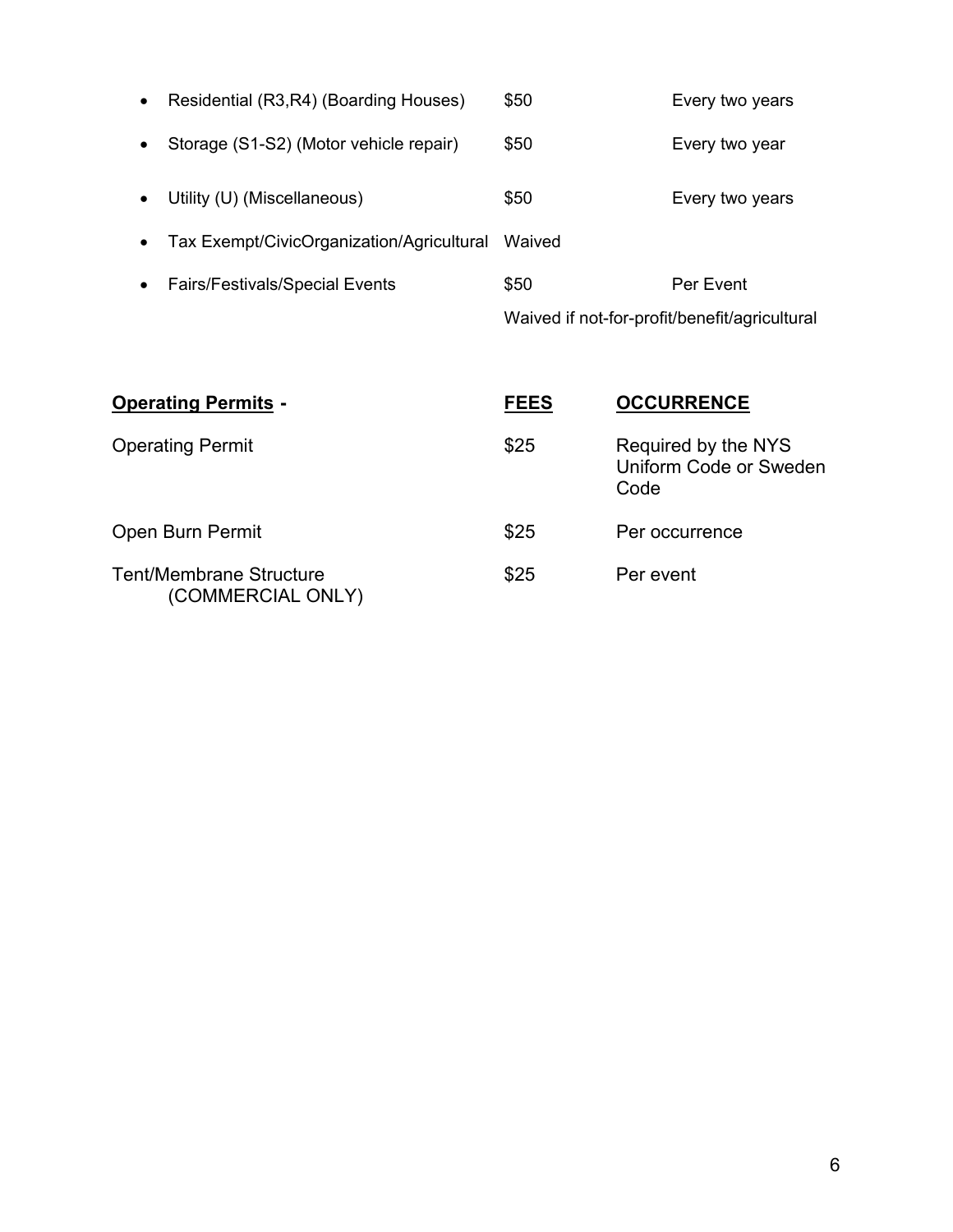- Residential (R3,R4) (Boarding Houses) $50 Every two years
- Storage (S1-S2) (Motor vehicle repair) $50 Every two year
- Utility (U) (Miscellaneous) $50 Every two years
- Tax Exempt/CivicOrganization/Agricultural Waived
- Fairs/Festivals/Special Events $50 Per Event

  Waived if not-for-profit/benefit/agricultural

| **Operating Permits** - | **FEES** | **OCCURRENCE** |
|---|---|---|
| Operating Permit | $25 | Required by the NYS Uniform Code or Sweden Code |
| Open Burn Permit | $25 | Per occurrence |
| Tent/Membrane Structure (COMMERCIAL ONLY) | $25 | Per event |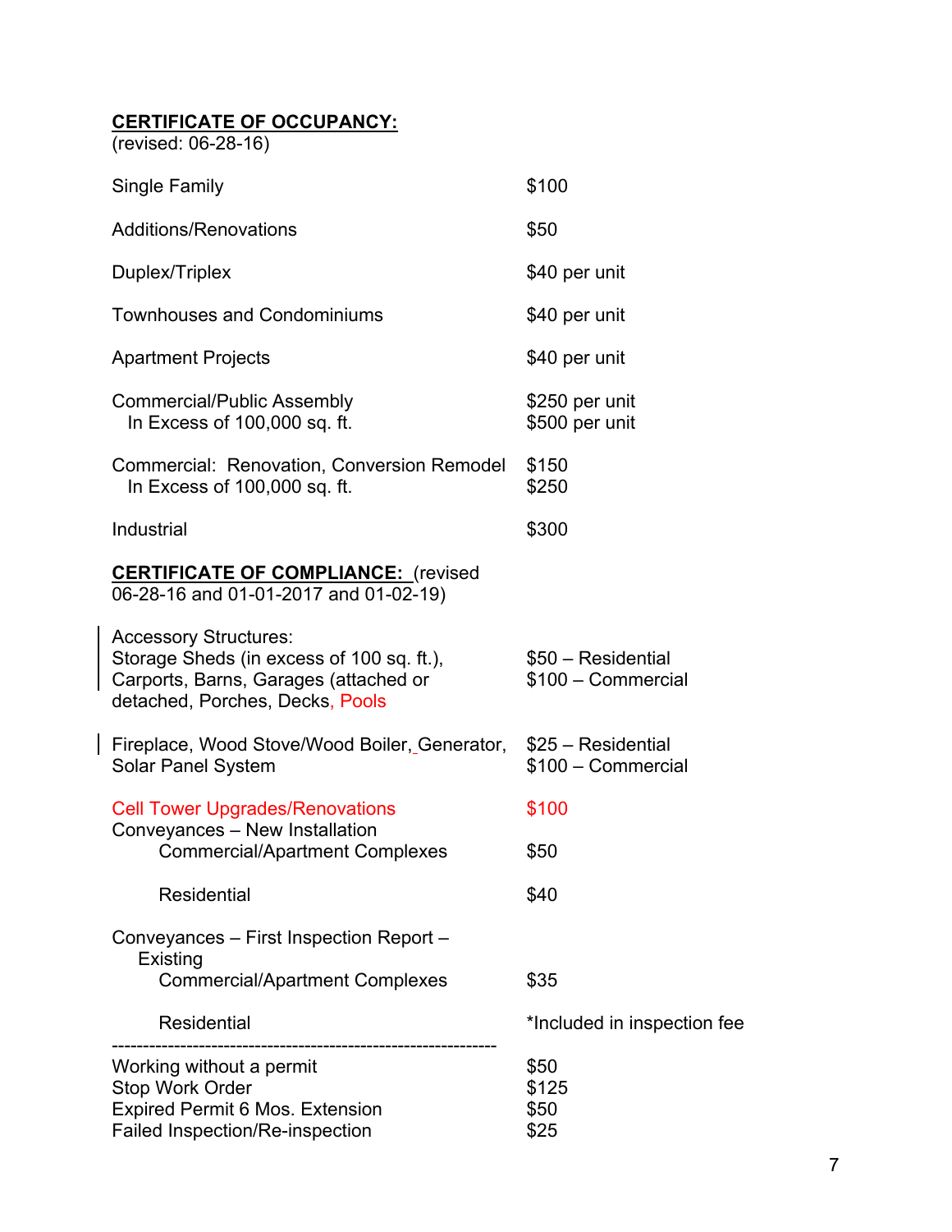**CERTIFICATE OF OCCUPANCY:**
(revised: 06-28-16)

| | |
|---|---|
| Single Family | $100 |
| Additions/Renovations | $50 |
| Duplex/Triplex | $40 per unit |
| Townhouses and Condominiums | $40 per unit |
| Apartment Projects | $40 per unit |
| Commercial/Public Assembly | $250 per unit |
| In Excess of 100,000 sq. ft. | $500 per unit |
| Commercial: Renovation, Conversion Remodel | $150 |
| In Excess of 100,000 sq. ft. | $250 |
| Industrial | $300 |

**CERTIFICATE OF COMPLIANCE:** (revised 06-28-16 and 01-01-2017 and 01-02-19)

| | |
|---|---|
| Accessory Structures: Storage Sheds (in excess of 100 sq. ft.), Carports, Barns, Garages (attached or detached, Porches, Decks, Pools | $50 – Residential<br>$100 – Commercial |
| Fireplace, Wood Stove/Wood Boiler, Generator, Solar Panel System | $25 – Residential<br>$100 – Commercial |
| Cell Tower Upgrades/Renovations | $100 |
| Conveyances – New Installation | |
| Commercial/Apartment Complexes | $50 |
| Residential | $40 |
| Conveyances – First Inspection Report – Existing | |
| Commercial/Apartment Complexes | $35 |
| Residential | *Included in inspection fee |

---

| | |
|---|---|
| Working without a permit | $50 |
| Stop Work Order | $125 |
| Expired Permit 6 Mos. Extension | $50 |
| Failed Inspection/Re-inspection | $25 |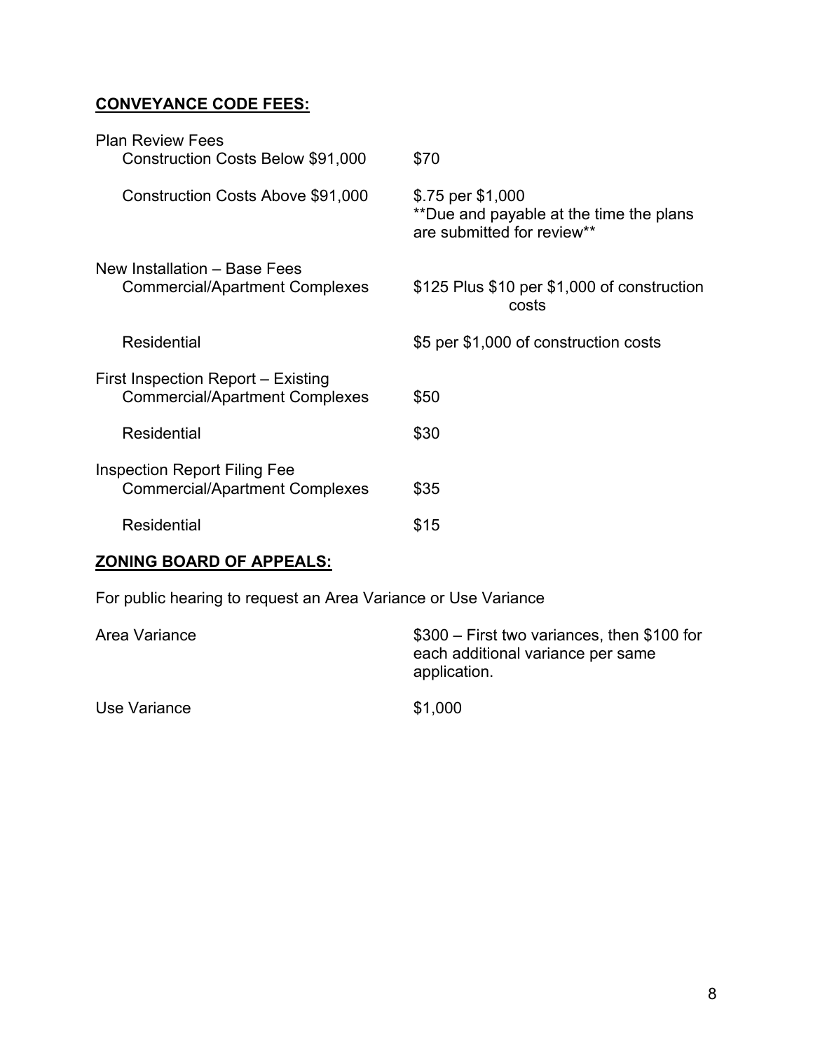**<u>CONVEYANCE CODE FEES:</u>**

| | |
|---|---|
| Plan Review Fees | |
| Construction Costs Below $91,000 | $70 |
| Construction Costs Above $91,000 | $.75 per $1,000 **Due and payable at the time the plans are submitted for review** |
| New Installation – Base Fees | |
| Commercial/Apartment Complexes | $125 Plus $10 per $1,000 of construction costs |
| Residential | $5 per $1,000 of construction costs |
| First Inspection Report – Existing | |
| Commercial/Apartment Complexes | $50 |
| Residential | $30 |
| Inspection Report Filing Fee | |
| Commercial/Apartment Complexes | $35 |
| Residential | $15 |

**<u>ZONING BOARD OF APPEALS:</u>**

For public hearing to request an Area Variance or Use Variance

| | |
|---|---|
| Area Variance | $300 – First two variances, then $100 for each additional variance per same application. |
| Use Variance | $1,000 |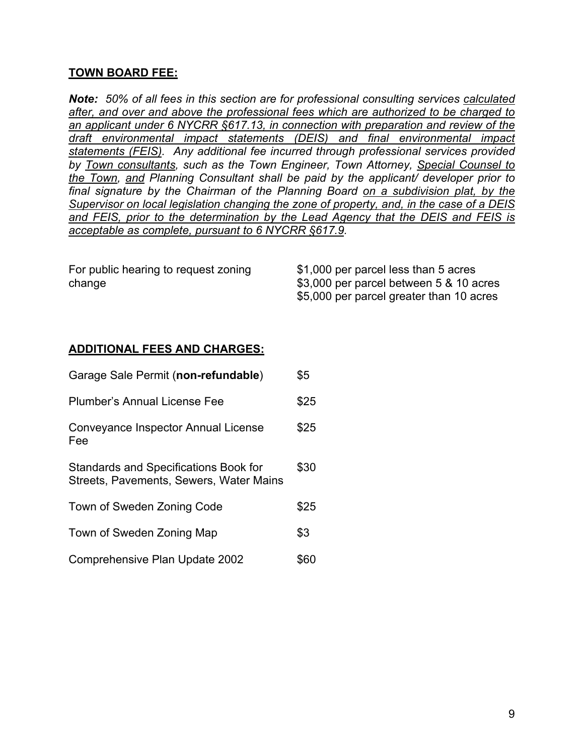**<u>TOWN BOARD FEE:</u>**

***Note:*** *50% of all fees in this section are for professional consulting services <u>calculated after, and over and above the professional fees which are authorized to be charged to an applicant under 6 NYCRR §617.13, in connection with preparation and review of the draft environmental impact statements (DEIS) and final environmental impact statements (FEIS)</u>. Any additional fee incurred through professional services provided by <u>Town consultants</u>, such as the Town Engineer, Town Attorney, <u>Special Counsel to the Town</u>, <u>and</u> Planning Consultant shall be paid by the applicant/ developer prior to final signature by the Chairman of the Planning Board <u>on a subdivision plat, by the Supervisor on local legislation changing the zone of property, and, in the case of a DEIS and FEIS, prior to the determination by the Lead Agency that the DEIS and FEIS is acceptable as complete, pursuant to 6 NYCRR §617.9</u>.*

| | |
|---|---|
| For public hearing to request zoning change | \$1,000 per parcel less than 5 acres<br>\$3,000 per parcel between 5 & 10 acres<br>\$5,000 per parcel greater than 10 acres |

**<u>ADDITIONAL FEES AND CHARGES:</u>**

| | |
|---|---|
| Garage Sale Permit (**non-refundable**) | \$5 |
| Plumber's Annual License Fee | \$25 |
| Conveyance Inspector Annual License Fee | \$25 |
| Standards and Specifications Book for Streets, Pavements, Sewers, Water Mains | \$30 |
| Town of Sweden Zoning Code | \$25 |
| Town of Sweden Zoning Map | \$3 |
| Comprehensive Plan Update 2002 | \$60 |